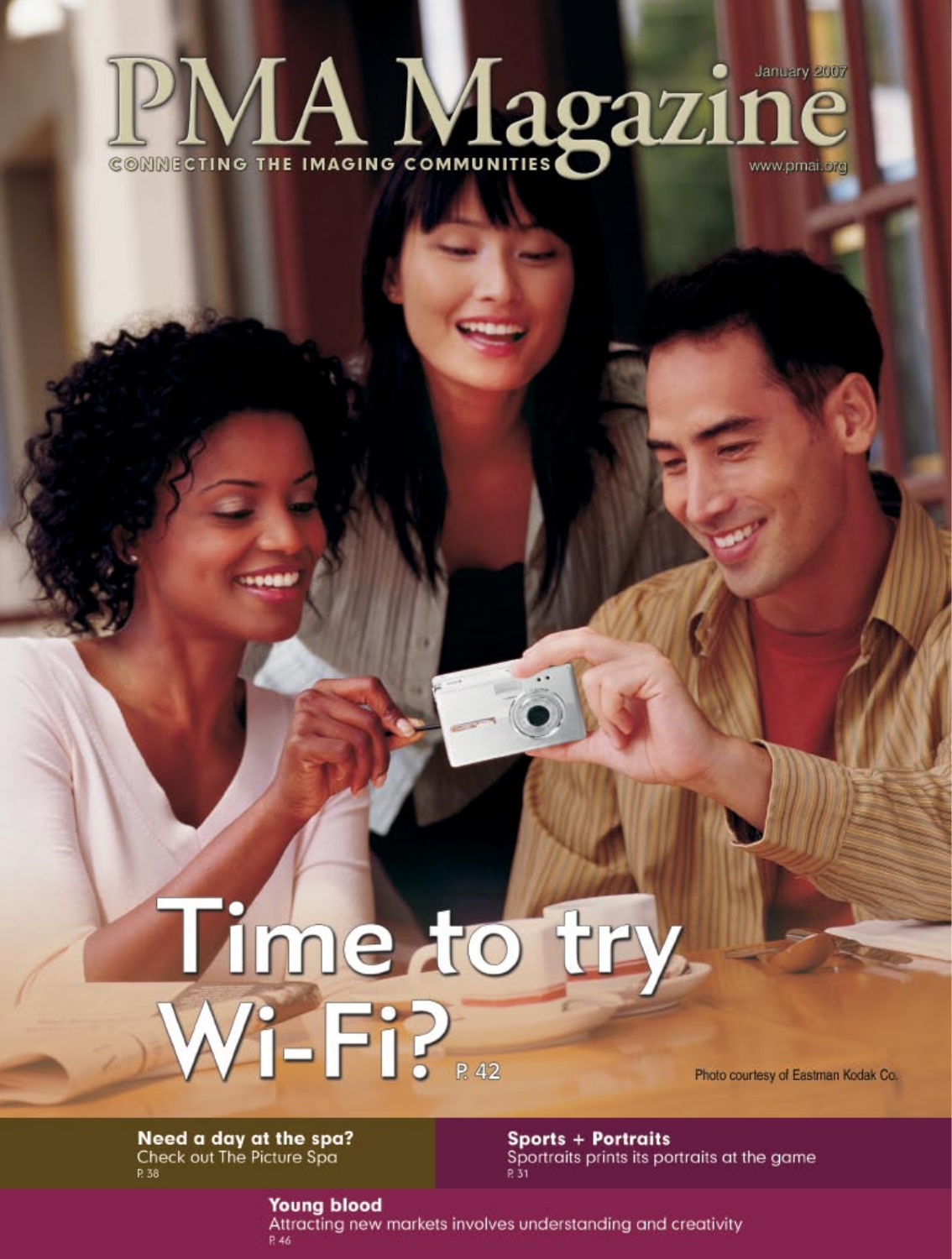# PMA Magazine

CONNECTING THE IMAGING COMMUNITIES

January 2007

www.pmai.org

## Time to try Wi-Fi?

P. 42

Photo courtesy of Eastman Kodak Co.

**Need a day at the spa?**
Check out The Picture Spa
P. 38

**Sports + Portraits**
Sportraits prints its portraits at the game
P. 31

**Young blood**
Attracting new markets involves understanding and creativity
P. 46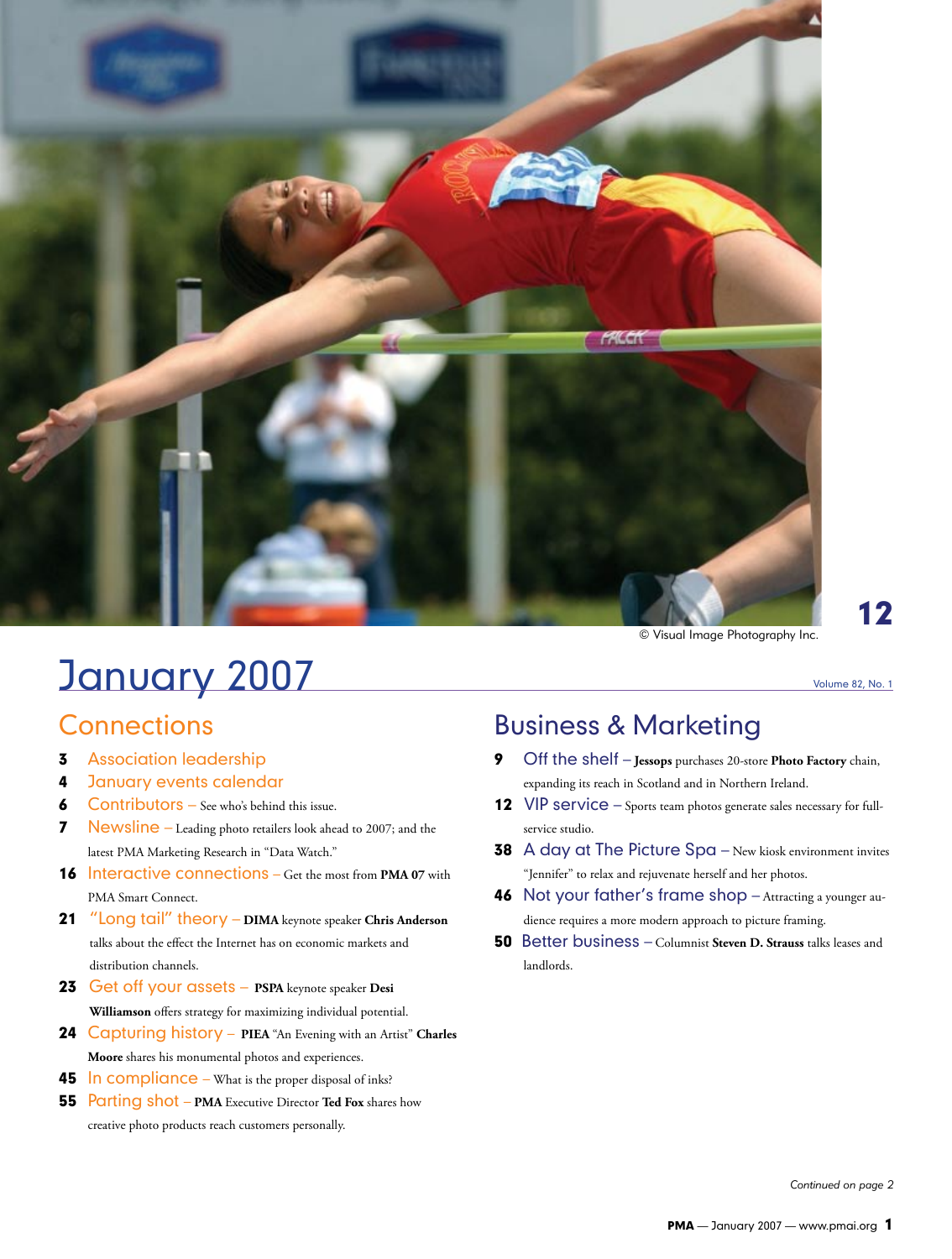12

© Visual Image Photography Inc.

# January 2007

Volume 82, No. 1

## Connections

**3** Association leadership

**4** January events calendar

**6** Contributors – See who's behind this issue.

**7** Newsline – Leading photo retailers look ahead to 2007; and the latest PMA Marketing Research in "Data Watch."

**16** Interactive connections – Get the most from **PMA 07** with PMA Smart Connect.

**21** "Long tail" theory – **DIMA** keynote speaker **Chris Anderson** talks about the effect the Internet has on economic markets and distribution channels.

**23** Get off your assets – **PSPA** keynote speaker **Desi Williamson** offers strategy for maximizing individual potential.

**24** Capturing history – **PIEA** "An Evening with an Artist" **Charles Moore** shares his monumental photos and experiences.

**45** In compliance – What is the proper disposal of inks?

**55** Parting shot – **PMA** Executive Director **Ted Fox** shares how creative photo products reach customers personally.

## Business & Marketing

**9** Off the shelf – **Jessops** purchases 20-store **Photo Factory** chain, expanding its reach in Scotland and in Northern Ireland.

**12** VIP service – Sports team photos generate sales necessary for full-service studio.

**38** A day at The Picture Spa – New kiosk environment invites "Jennifer" to relax and rejuvenate herself and her photos.

**46** Not your father's frame shop – Attracting a younger audience requires a more modern approach to picture framing.

**50** Better business – Columnist **Steven D. Strauss** talks leases and landlords.

*Continued on page 2*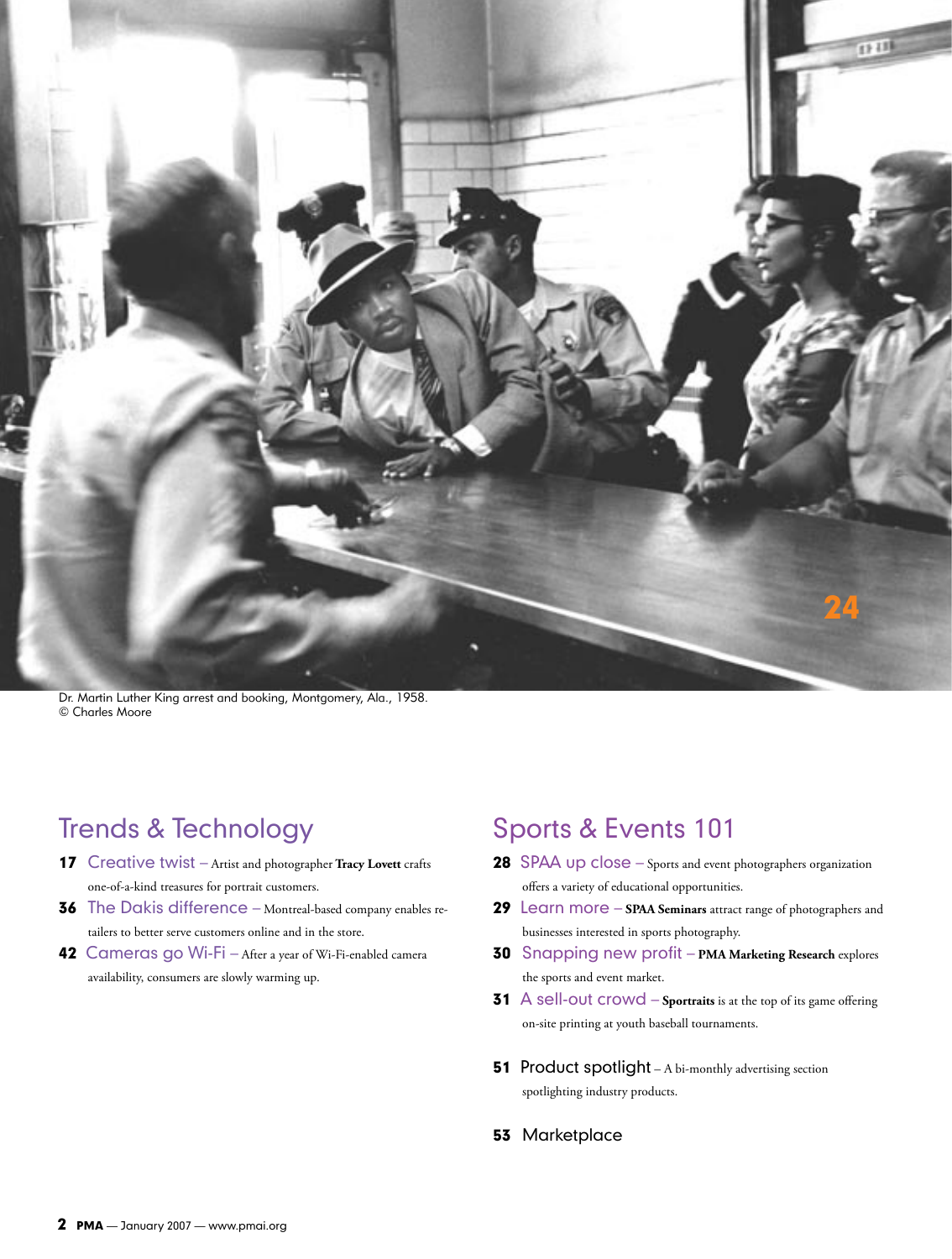24

Dr. Martin Luther King arrest and booking, Montgomery, Ala., 1958.
© Charles Moore

## Trends & Technology

**17** Creative twist – Artist and photographer **Tracy Lovett** crafts one-of-a-kind treasures for portrait customers.

**36** The Dakis difference – Montreal-based company enables retailers to better serve customers online and in the store.

**42** Cameras go Wi-Fi – After a year of Wi-Fi-enabled camera availability, consumers are slowly warming up.

## Sports & Events 101

**28** SPAA up close – Sports and event photographers organization offers a variety of educational opportunities.

**29** Learn more – **SPAA Seminars** attract range of photographers and businesses interested in sports photography.

**30** Snapping new profit – **PMA Marketing Research** explores the sports and event market.

**31** A sell-out crowd – **Sportraits** is at the top of its game offering on-site printing at youth baseball tournaments.

**51** Product spotlight – A bi-monthly advertising section spotlighting industry products.

**53** Marketplace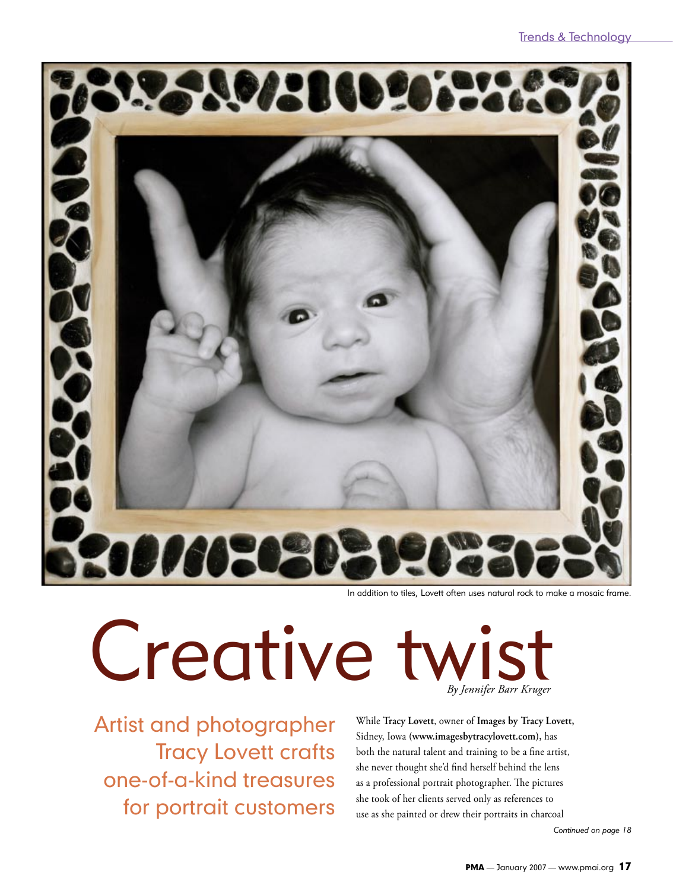In addition to tiles, Lovett often uses natural rock to make a mosaic frame.

# Creative twist

*By Jennifer Barr Kruger*

## Artist and photographer Tracy Lovett crafts one-of-a-kind treasures for portrait customers

While **Tracy Lovett**, owner of **Images by Tracy Lovett**, Sidney, Iowa (**www.imagesbytracylovett.com**), has both the natural talent and training to be a fine artist, she never thought she'd find herself behind the lens as a professional portrait photographer. The pictures she took of her clients served only as references to use as she painted or drew their portraits in charcoal

*Continued on page 18*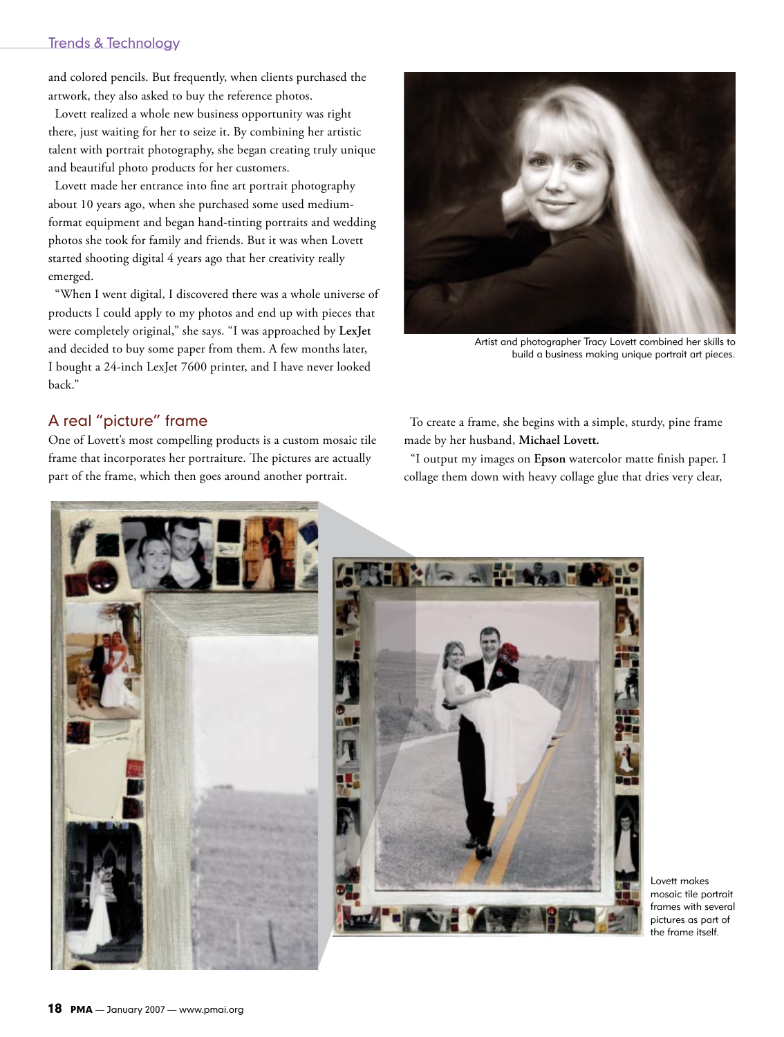and colored pencils. But frequently, when clients purchased the artwork, they also asked to buy the reference photos.

Lovett realized a whole new business opportunity was right there, just waiting for her to seize it. By combining her artistic talent with portrait photography, she began creating truly unique and beautiful photo products for her customers.

Lovett made her entrance into fine art portrait photography about 10 years ago, when she purchased some used medium-format equipment and began hand-tinting portraits and wedding photos she took for family and friends. But it was when Lovett started shooting digital 4 years ago that her creativity really emerged.

"When I went digital, I discovered there was a whole universe of products I could apply to my photos and end up with pieces that were completely original," she says. "I was approached by **LexJet** and decided to buy some paper from them. A few months later, I bought a 24-inch LexJet 7600 printer, and I have never looked back."

Artist and photographer Tracy Lovett combined her skills to build a business making unique portrait art pieces.

## A real "picture" frame

One of Lovett's most compelling products is a custom mosaic tile frame that incorporates her portraiture. The pictures are actually part of the frame, which then goes around another portrait.

To create a frame, she begins with a simple, sturdy, pine frame made by her husband, **Michael Lovett.**

"I output my images on **Epson** watercolor matte finish paper. I collage them down with heavy collage glue that dries very clear,

Lovett makes mosaic tile portrait frames with several pictures as part of the frame itself.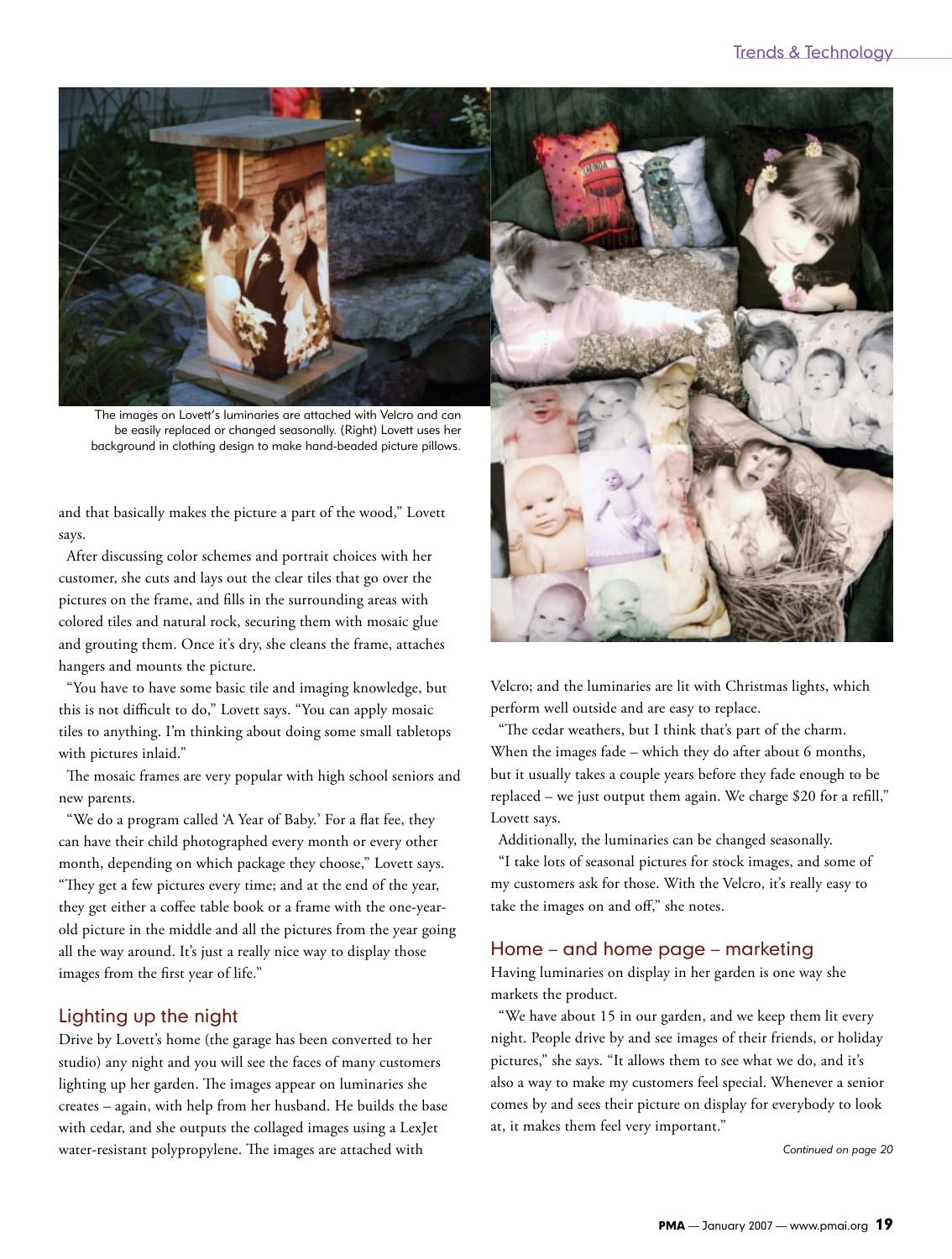The images on Lovett's luminaries are attached with Velcro and can be easily replaced or changed seasonally. (Right) Lovett uses her background in clothing design to make hand-beaded picture pillows.

and that basically makes the picture a part of the wood," Lovett says.

After discussing color schemes and portrait choices with her customer, she cuts and lays out the clear tiles that go over the pictures on the frame, and fills in the surrounding areas with colored tiles and natural rock, securing them with mosaic glue and grouting them. Once it's dry, she cleans the frame, attaches hangers and mounts the picture.

"You have to have some basic tile and imaging knowledge, but this is not difficult to do," Lovett says. "You can apply mosaic tiles to anything. I'm thinking about doing some small tabletops with pictures inlaid."

The mosaic frames are very popular with high school seniors and new parents.

"We do a program called 'A Year of Baby.' For a flat fee, they can have their child photographed every month or every other month, depending on which package they choose," Lovett says. "They get a few pictures every time; and at the end of the year, they get either a coffee table book or a frame with the one-year-old picture in the middle and all the pictures from the year going all the way around. It's just a really nice way to display those images from the first year of life."

## Lighting up the night

Drive by Lovett's home (the garage has been converted to her studio) any night and you will see the faces of many customers lighting up her garden. The images appear on luminaries she creates – again, with help from her husband. He builds the base with cedar, and she outputs the collaged images using a LexJet water-resistant polypropylene. The images are attached with Velcro; and the luminaries are lit with Christmas lights, which perform well outside and are easy to replace.

"The cedar weathers, but I think that's part of the charm. When the images fade – which they do after about 6 months, but it usually takes a couple years before they fade enough to be replaced – we just output them again. We charge $20 for a refill," Lovett says.

Additionally, the luminaries can be changed seasonally.

"I take lots of seasonal pictures for stock images, and some of my customers ask for those. With the Velcro, it's really easy to take the images on and off," she notes.

## Home – and home page – marketing

Having luminaries on display in her garden is one way she markets the product.

"We have about 15 in our garden, and we keep them lit every night. People drive by and see images of their friends, or holiday pictures," she says. "It allows them to see what we do, and it's also a way to make my customers feel special. Whenever a senior comes by and sees their picture on display for everybody to look at, it makes them feel very important."

*Continued on page 20*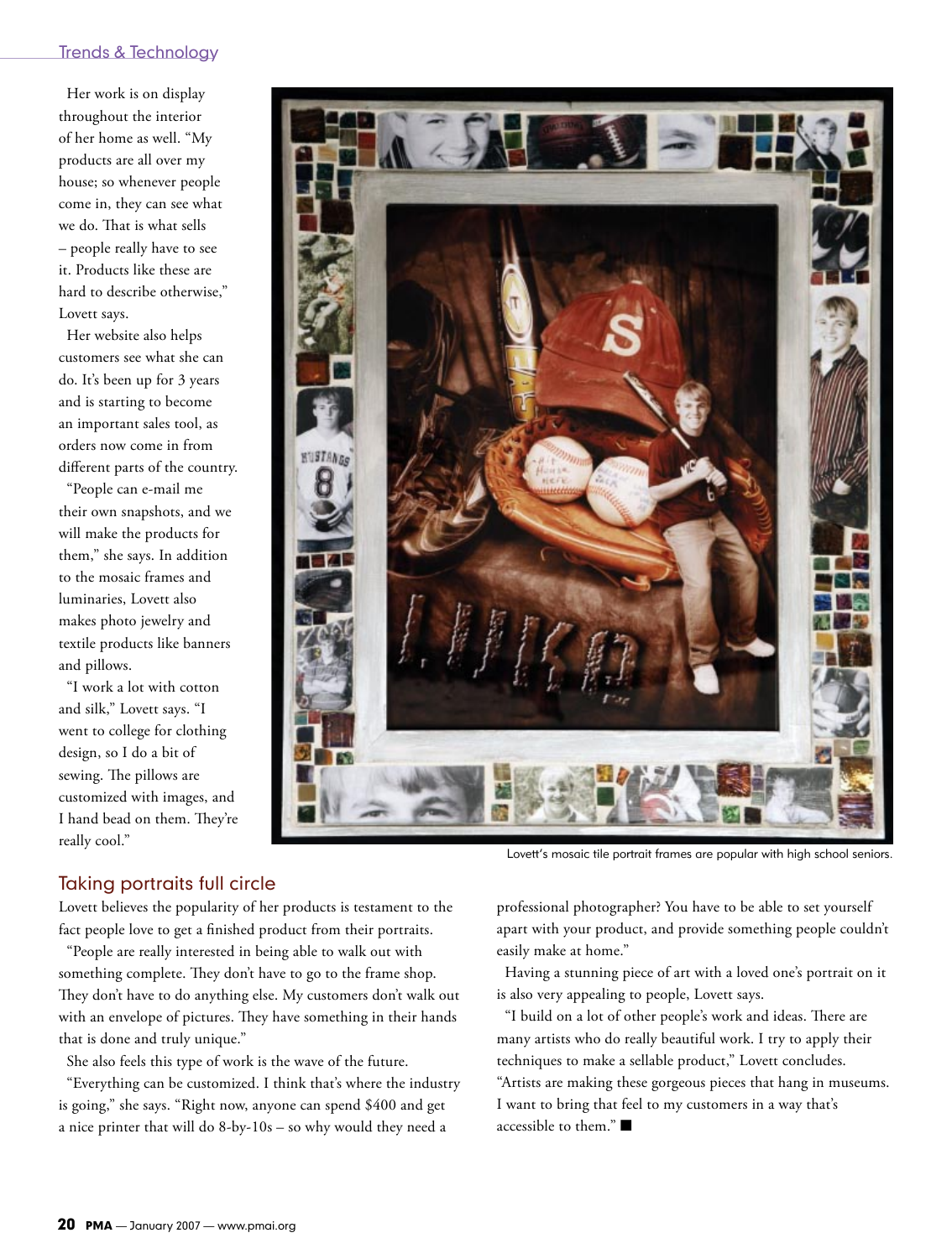Her work is on display throughout the interior of her home as well. "My products are all over my house; so whenever people come in, they can see what we do. That is what sells – people really have to see it. Products like these are hard to describe otherwise," Lovett says.

Her website also helps customers see what she can do. It's been up for 3 years and is starting to become an important sales tool, as orders now come in from different parts of the country.

"People can e-mail me their own snapshots, and we will make the products for them," she says. In addition to the mosaic frames and luminaries, Lovett also makes photo jewelry and textile products like banners and pillows.

"I work a lot with cotton and silk," Lovett says. "I went to college for clothing design, so I do a bit of sewing. The pillows are customized with images, and I hand bead on them. They're really cool."

Lovett's mosaic tile portrait frames are popular with high school seniors.

## Taking portraits full circle

Lovett believes the popularity of her products is testament to the fact people love to get a finished product from their portraits.

"People are really interested in being able to walk out with something complete. They don't have to go to the frame shop. They don't have to do anything else. My customers don't walk out with an envelope of pictures. They have something in their hands that is done and truly unique."

She also feels this type of work is the wave of the future.

"Everything can be customized. I think that's where the industry is going," she says. "Right now, anyone can spend $400 and get a nice printer that will do 8-by-10s – so why would they need a professional photographer? You have to be able to set yourself apart with your product, and provide something people couldn't easily make at home."

Having a stunning piece of art with a loved one's portrait on it is also very appealing to people, Lovett says.

"I build on a lot of other people's work and ideas. There are many artists who do really beautiful work. I try to apply their techniques to make a sellable product," Lovett concludes. "Artists are making these gorgeous pieces that hang in museums. I want to bring that feel to my customers in a way that's accessible to them." ■